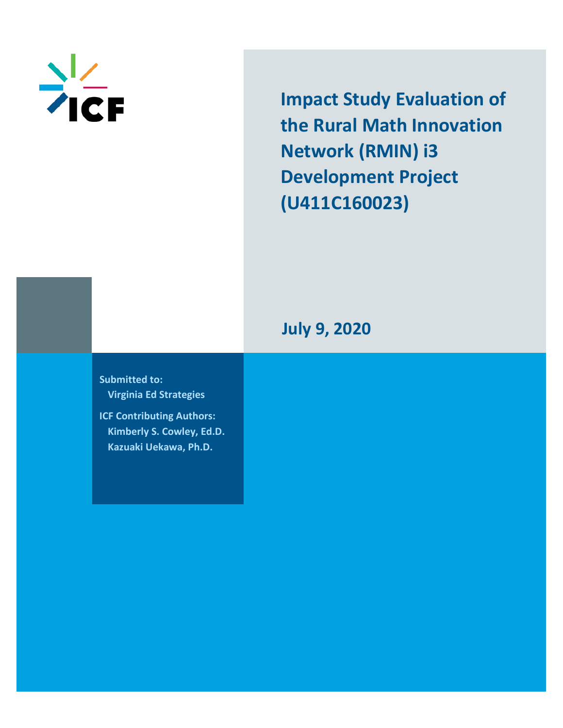ICF

# Impact Study Evaluation of the Rural Math Innovation Network (RMIN) i3 Development Project (U411C160023)

**July 9, 2020**

**Submitted to:**
Virginia Ed Strategies

**ICF Contributing Authors:**
Kimberly S. Cowley, Ed.D.
Kazuaki Uekawa, Ph.D.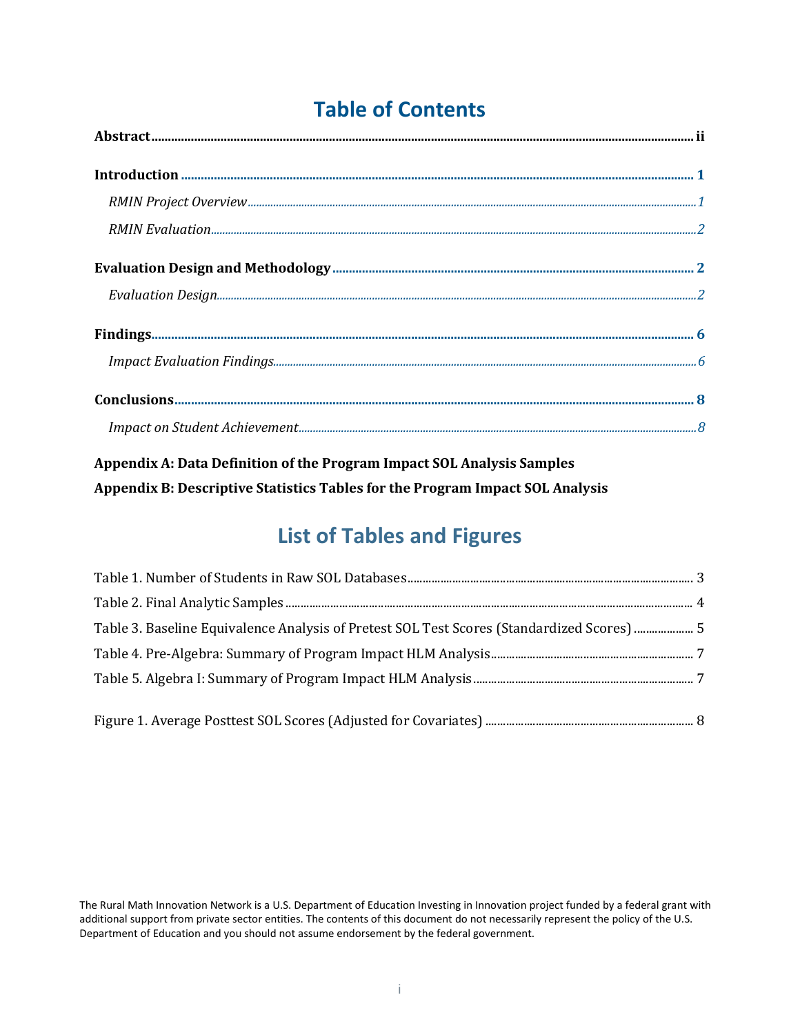# Table of Contents

**Abstract** .......... ii

**Introduction** .......... 1

*RMIN Project Overview* .......... 1

*RMIN Evaluation* .......... 2

**Evaluation Design and Methodology** .......... 2

*Evaluation Design* .......... 2

**Findings** .......... 6

*Impact Evaluation Findings* .......... 6

**Conclusions** .......... 8

*Impact on Student Achievement* .......... 8

**Appendix A: Data Definition of the Program Impact SOL Analysis Samples**

**Appendix B: Descriptive Statistics Tables for the Program Impact SOL Analysis**

# List of Tables and Figures

Table 1. Number of Students in Raw SOL Databases .......... 3

Table 2. Final Analytic Samples .......... 4

Table 3. Baseline Equivalence Analysis of Pretest SOL Test Scores (Standardized Scores) .......... 5

Table 4. Pre-Algebra: Summary of Program Impact HLM Analysis .......... 7

Table 5. Algebra I: Summary of Program Impact HLM Analysis .......... 7

Figure 1. Average Posttest SOL Scores (Adjusted for Covariates) .......... 8

The Rural Math Innovation Network is a U.S. Department of Education Investing in Innovation project funded by a federal grant with additional support from private sector entities. The contents of this document do not necessarily represent the policy of the U.S. Department of Education and you should not assume endorsement by the federal government.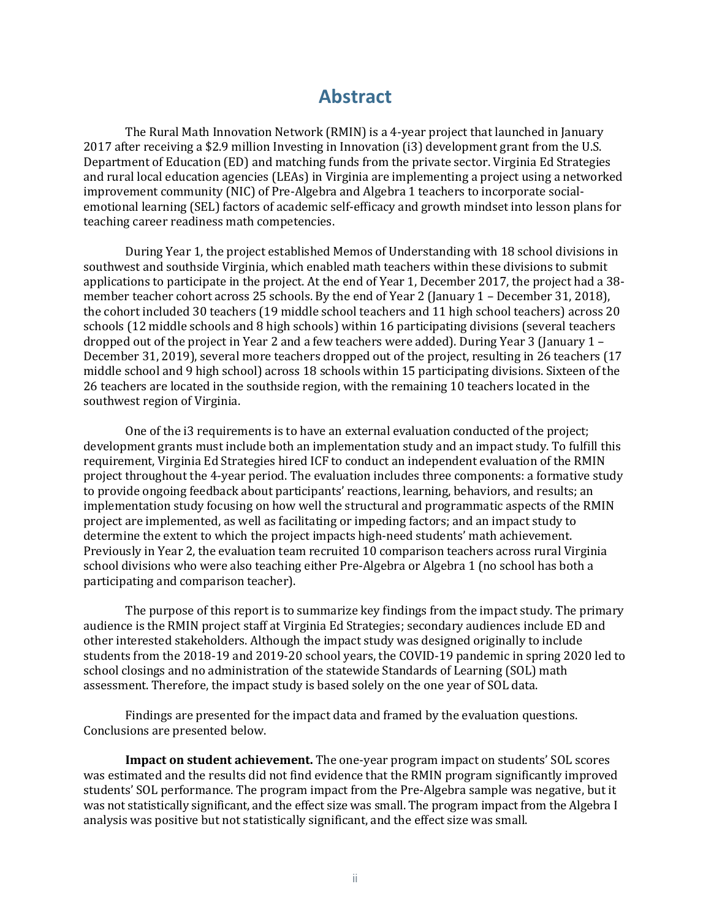# Abstract

The Rural Math Innovation Network (RMIN) is a 4-year project that launched in January 2017 after receiving a $2.9 million Investing in Innovation (i3) development grant from the U.S. Department of Education (ED) and matching funds from the private sector. Virginia Ed Strategies and rural local education agencies (LEAs) in Virginia are implementing a project using a networked improvement community (NIC) of Pre-Algebra and Algebra 1 teachers to incorporate social-emotional learning (SEL) factors of academic self-efficacy and growth mindset into lesson plans for teaching career readiness math competencies.

During Year 1, the project established Memos of Understanding with 18 school divisions in southwest and southside Virginia, which enabled math teachers within these divisions to submit applications to participate in the project. At the end of Year 1, December 2017, the project had a 38-member teacher cohort across 25 schools. By the end of Year 2 (January 1 – December 31, 2018), the cohort included 30 teachers (19 middle school teachers and 11 high school teachers) across 20 schools (12 middle schools and 8 high schools) within 16 participating divisions (several teachers dropped out of the project in Year 2 and a few teachers were added). During Year 3 (January 1 – December 31, 2019), several more teachers dropped out of the project, resulting in 26 teachers (17 middle school and 9 high school) across 18 schools within 15 participating divisions. Sixteen of the 26 teachers are located in the southside region, with the remaining 10 teachers located in the southwest region of Virginia.

One of the i3 requirements is to have an external evaluation conducted of the project; development grants must include both an implementation study and an impact study. To fulfill this requirement, Virginia Ed Strategies hired ICF to conduct an independent evaluation of the RMIN project throughout the 4-year period. The evaluation includes three components: a formative study to provide ongoing feedback about participants' reactions, learning, behaviors, and results; an implementation study focusing on how well the structural and programmatic aspects of the RMIN project are implemented, as well as facilitating or impeding factors; and an impact study to determine the extent to which the project impacts high-need students' math achievement. Previously in Year 2, the evaluation team recruited 10 comparison teachers across rural Virginia school divisions who were also teaching either Pre-Algebra or Algebra 1 (no school has both a participating and comparison teacher).

The purpose of this report is to summarize key findings from the impact study. The primary audience is the RMIN project staff at Virginia Ed Strategies; secondary audiences include ED and other interested stakeholders. Although the impact study was designed originally to include students from the 2018-19 and 2019-20 school years, the COVID-19 pandemic in spring 2020 led to school closings and no administration of the statewide Standards of Learning (SOL) math assessment. Therefore, the impact study is based solely on the one year of SOL data.

Findings are presented for the impact data and framed by the evaluation questions. Conclusions are presented below.

**Impact on student achievement.** The one-year program impact on students' SOL scores was estimated and the results did not find evidence that the RMIN program significantly improved students' SOL performance. The program impact from the Pre-Algebra sample was negative, but it was not statistically significant, and the effect size was small. The program impact from the Algebra I analysis was positive but not statistically significant, and the effect size was small.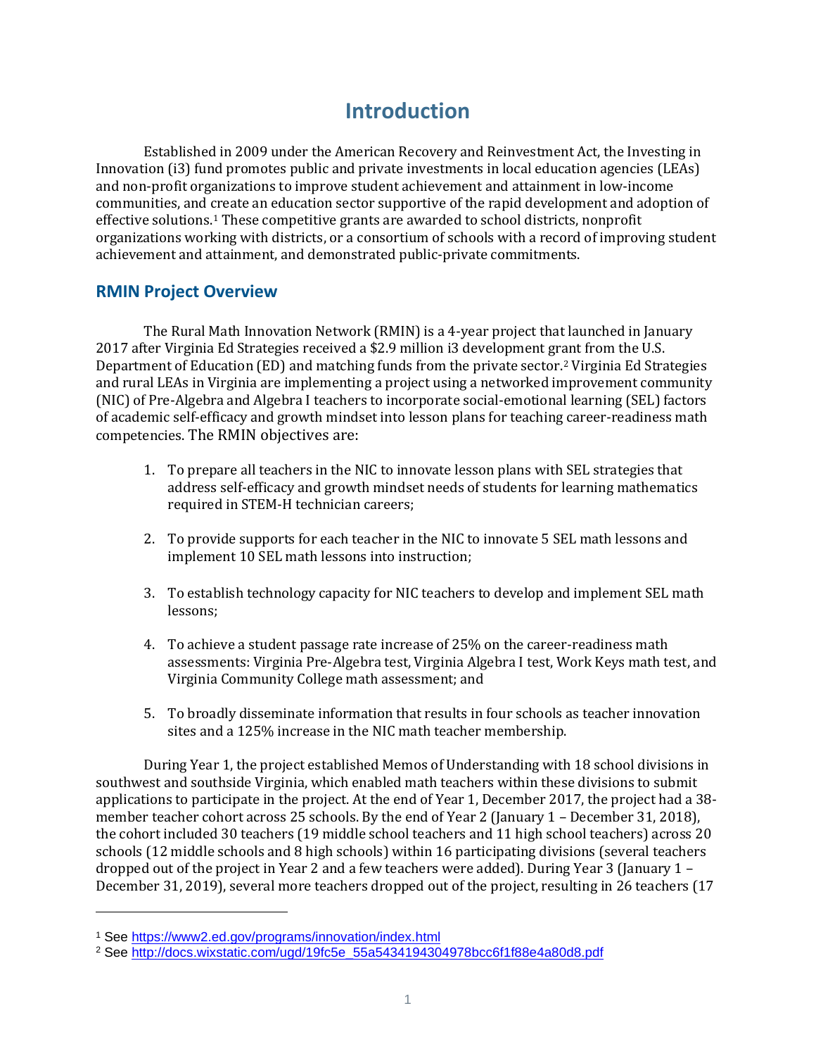# Introduction

Established in 2009 under the American Recovery and Reinvestment Act, the Investing in Innovation (i3) fund promotes public and private investments in local education agencies (LEAs) and non-profit organizations to improve student achievement and attainment in low-income communities, and create an education sector supportive of the rapid development and adoption of effective solutions.[1] These competitive grants are awarded to school districts, nonprofit organizations working with districts, or a consortium of schools with a record of improving student achievement and attainment, and demonstrated public-private commitments.

## RMIN Project Overview

The Rural Math Innovation Network (RMIN) is a 4-year project that launched in January 2017 after Virginia Ed Strategies received a $2.9 million i3 development grant from the U.S. Department of Education (ED) and matching funds from the private sector.[2] Virginia Ed Strategies and rural LEAs in Virginia are implementing a project using a networked improvement community (NIC) of Pre-Algebra and Algebra I teachers to incorporate social-emotional learning (SEL) factors of academic self-efficacy and growth mindset into lesson plans for teaching career-readiness math competencies. The RMIN objectives are:

1. To prepare all teachers in the NIC to innovate lesson plans with SEL strategies that address self-efficacy and growth mindset needs of students for learning mathematics required in STEM-H technician careers;

2. To provide supports for each teacher in the NIC to innovate 5 SEL math lessons and implement 10 SEL math lessons into instruction;

3. To establish technology capacity for NIC teachers to develop and implement SEL math lessons;

4. To achieve a student passage rate increase of 25% on the career-readiness math assessments: Virginia Pre-Algebra test, Virginia Algebra I test, Work Keys math test, and Virginia Community College math assessment; and

5. To broadly disseminate information that results in four schools as teacher innovation sites and a 125% increase in the NIC math teacher membership.

During Year 1, the project established Memos of Understanding with 18 school divisions in southwest and southside Virginia, which enabled math teachers within these divisions to submit applications to participate in the project. At the end of Year 1, December 2017, the project had a 38-member teacher cohort across 25 schools. By the end of Year 2 (January 1 – December 31, 2018), the cohort included 30 teachers (19 middle school teachers and 11 high school teachers) across 20 schools (12 middle schools and 8 high schools) within 16 participating divisions (several teachers dropped out of the project in Year 2 and a few teachers were added). During Year 3 (January 1 – December 31, 2019), several more teachers dropped out of the project, resulting in 26 teachers (17

[1] See https://www2.ed.gov/programs/innovation/index.html

[2] See http://docs.wixstatic.com/ugd/19fc5e_55a5434194304978bcc6f1f88e4a80d8.pdf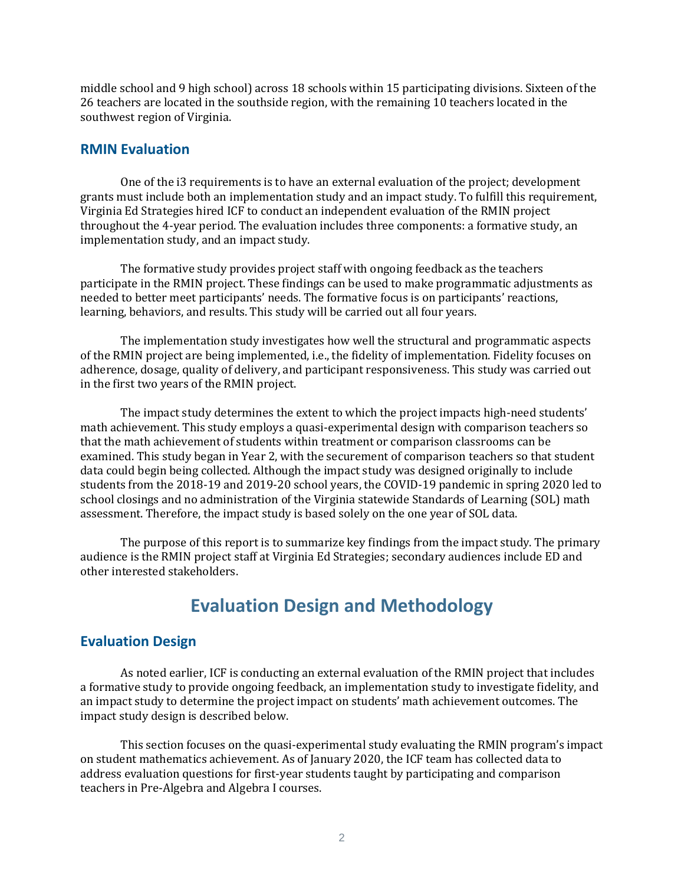middle school and 9 high school) across 18 schools within 15 participating divisions. Sixteen of the 26 teachers are located in the southside region, with the remaining 10 teachers located in the southwest region of Virginia.

### RMIN Evaluation

One of the i3 requirements is to have an external evaluation of the project; development grants must include both an implementation study and an impact study. To fulfill this requirement, Virginia Ed Strategies hired ICF to conduct an independent evaluation of the RMIN project throughout the 4-year period. The evaluation includes three components: a formative study, an implementation study, and an impact study.

The formative study provides project staff with ongoing feedback as the teachers participate in the RMIN project. These findings can be used to make programmatic adjustments as needed to better meet participants' needs. The formative focus is on participants' reactions, learning, behaviors, and results. This study will be carried out all four years.

The implementation study investigates how well the structural and programmatic aspects of the RMIN project are being implemented, i.e., the fidelity of implementation. Fidelity focuses on adherence, dosage, quality of delivery, and participant responsiveness. This study was carried out in the first two years of the RMIN project.

The impact study determines the extent to which the project impacts high-need students' math achievement. This study employs a quasi-experimental design with comparison teachers so that the math achievement of students within treatment or comparison classrooms can be examined. This study began in Year 2, with the securement of comparison teachers so that student data could begin being collected. Although the impact study was designed originally to include students from the 2018-19 and 2019-20 school years, the COVID-19 pandemic in spring 2020 led to school closings and no administration of the Virginia statewide Standards of Learning (SOL) math assessment. Therefore, the impact study is based solely on the one year of SOL data.

The purpose of this report is to summarize key findings from the impact study. The primary audience is the RMIN project staff at Virginia Ed Strategies; secondary audiences include ED and other interested stakeholders.

## Evaluation Design and Methodology

### Evaluation Design

As noted earlier, ICF is conducting an external evaluation of the RMIN project that includes a formative study to provide ongoing feedback, an implementation study to investigate fidelity, and an impact study to determine the project impact on students' math achievement outcomes. The impact study design is described below.

This section focuses on the quasi-experimental study evaluating the RMIN program's impact on student mathematics achievement. As of January 2020, the ICF team has collected data to address evaluation questions for first-year students taught by participating and comparison teachers in Pre-Algebra and Algebra I courses.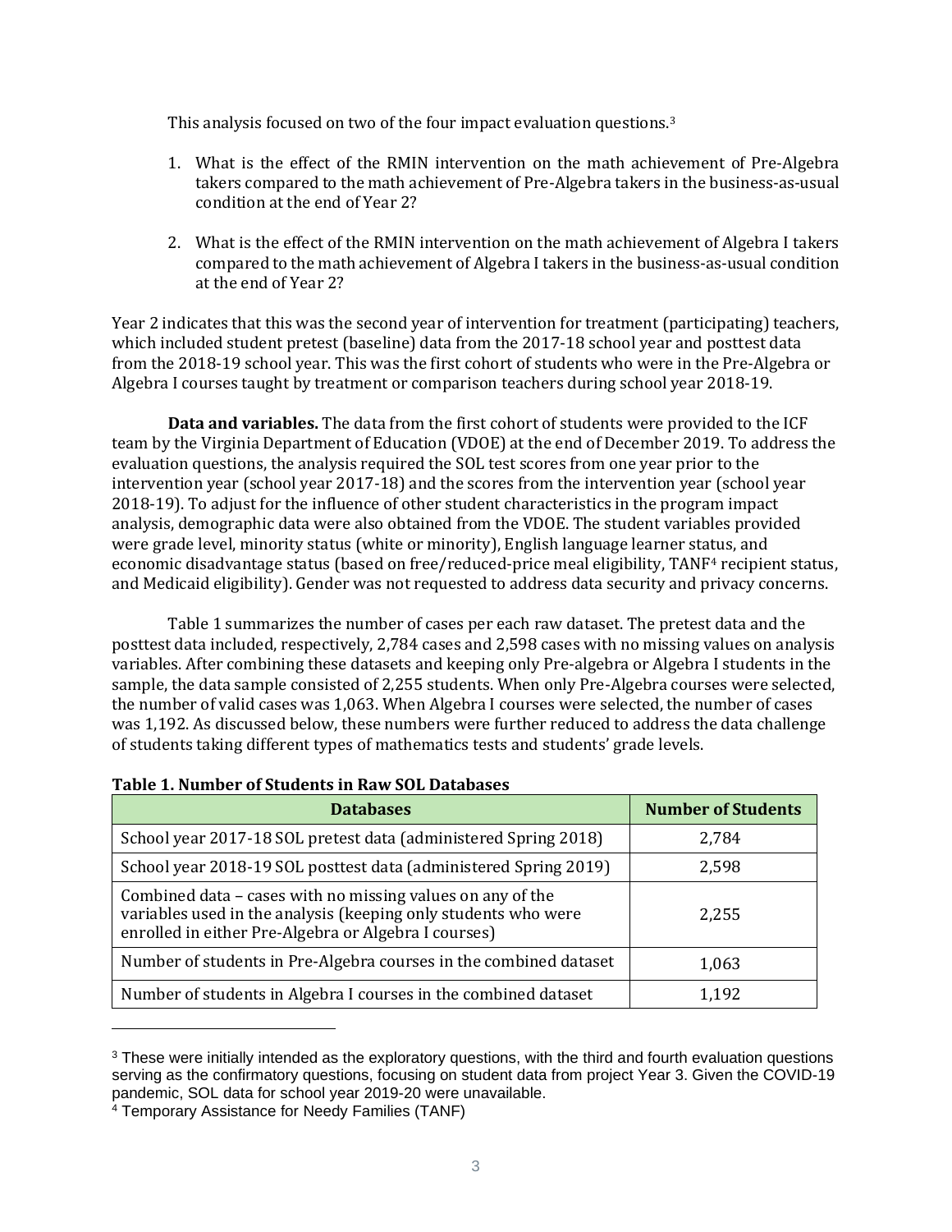This analysis focused on two of the four impact evaluation questions.[3]

1. What is the effect of the RMIN intervention on the math achievement of Pre-Algebra takers compared to the math achievement of Pre-Algebra takers in the business-as-usual condition at the end of Year 2?

2. What is the effect of the RMIN intervention on the math achievement of Algebra I takers compared to the math achievement of Algebra I takers in the business-as-usual condition at the end of Year 2?

Year 2 indicates that this was the second year of intervention for treatment (participating) teachers, which included student pretest (baseline) data from the 2017-18 school year and posttest data from the 2018-19 school year. This was the first cohort of students who were in the Pre-Algebra or Algebra I courses taught by treatment or comparison teachers during school year 2018-19.

**Data and variables.** The data from the first cohort of students were provided to the ICF team by the Virginia Department of Education (VDOE) at the end of December 2019. To address the evaluation questions, the analysis required the SOL test scores from one year prior to the intervention year (school year 2017-18) and the scores from the intervention year (school year 2018-19). To adjust for the influence of other student characteristics in the program impact analysis, demographic data were also obtained from the VDOE. The student variables provided were grade level, minority status (white or minority), English language learner status, and economic disadvantage status (based on free/reduced-price meal eligibility, TANF[4] recipient status, and Medicaid eligibility). Gender was not requested to address data security and privacy concerns.

Table 1 summarizes the number of cases per each raw dataset. The pretest data and the posttest data included, respectively, 2,784 cases and 2,598 cases with no missing values on analysis variables. After combining these datasets and keeping only Pre-algebra or Algebra I students in the sample, the data sample consisted of 2,255 students. When only Pre-Algebra courses were selected, the number of valid cases was 1,063. When Algebra I courses were selected, the number of cases was 1,192. As discussed below, these numbers were further reduced to address the data challenge of students taking different types of mathematics tests and students' grade levels.

**Table 1. Number of Students in Raw SOL Databases**

| Databases | Number of Students |
|---|---|
| School year 2017-18 SOL pretest data (administered Spring 2018) | 2,784 |
| School year 2018-19 SOL posttest data (administered Spring 2019) | 2,598 |
| Combined data – cases with no missing values on any of the variables used in the analysis (keeping only students who were enrolled in either Pre-Algebra or Algebra I courses) | 2,255 |
| Number of students in Pre-Algebra courses in the combined dataset | 1,063 |
| Number of students in Algebra I courses in the combined dataset | 1,192 |

[3] These were initially intended as the exploratory questions, with the third and fourth evaluation questions serving as the confirmatory questions, focusing on student data from project Year 3. Given the COVID-19 pandemic, SOL data for school year 2019-20 were unavailable.

[4] Temporary Assistance for Needy Families (TANF)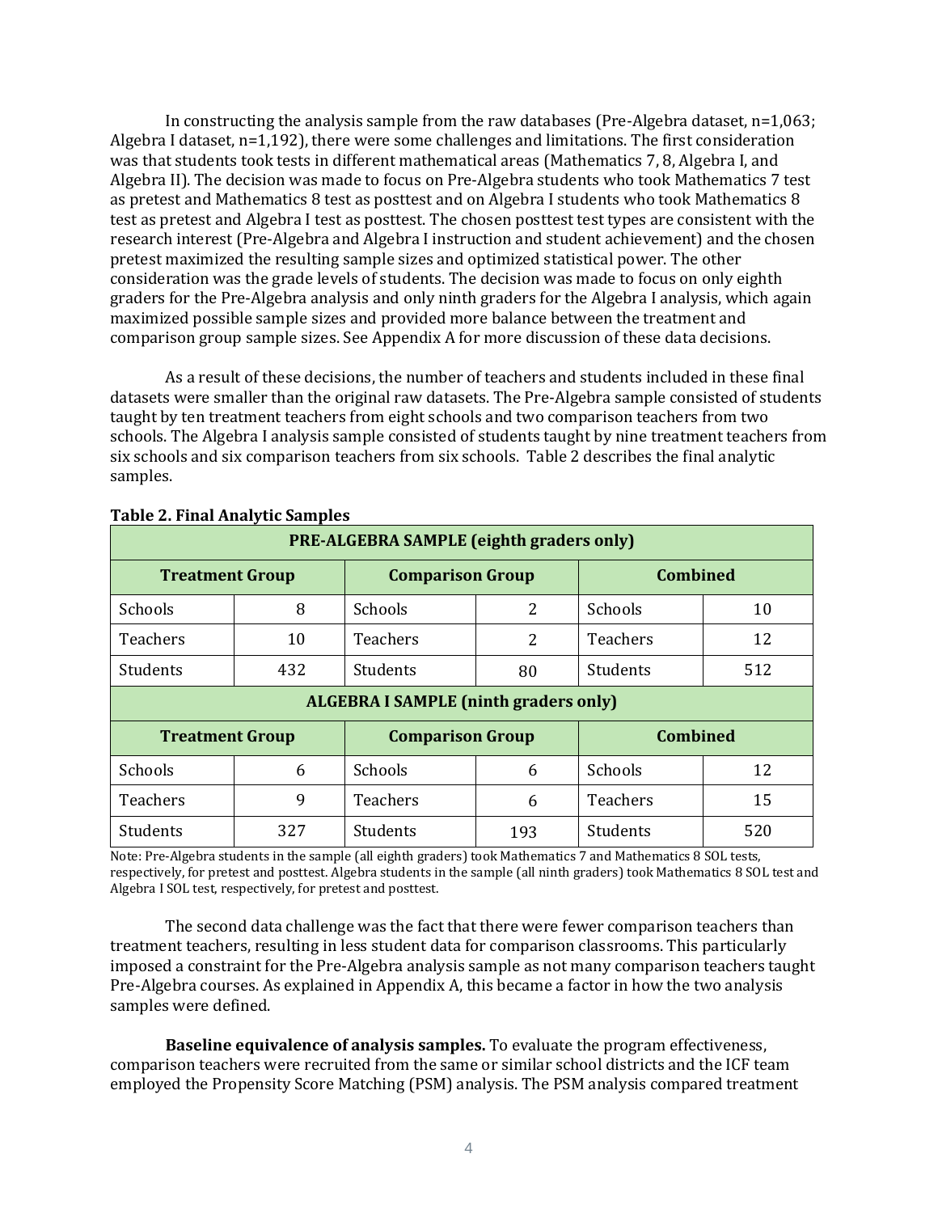In constructing the analysis sample from the raw databases (Pre-Algebra dataset, n=1,063; Algebra I dataset, n=1,192), there were some challenges and limitations. The first consideration was that students took tests in different mathematical areas (Mathematics 7, 8, Algebra I, and Algebra II). The decision was made to focus on Pre-Algebra students who took Mathematics 7 test as pretest and Mathematics 8 test as posttest and on Algebra I students who took Mathematics 8 test as pretest and Algebra I test as posttest. The chosen posttest test types are consistent with the research interest (Pre-Algebra and Algebra I instruction and student achievement) and the chosen pretest maximized the resulting sample sizes and optimized statistical power. The other consideration was the grade levels of students. The decision was made to focus on only eighth graders for the Pre-Algebra analysis and only ninth graders for the Algebra I analysis, which again maximized possible sample sizes and provided more balance between the treatment and comparison group sample sizes. See Appendix A for more discussion of these data decisions.

As a result of these decisions, the number of teachers and students included in these final datasets were smaller than the original raw datasets. The Pre-Algebra sample consisted of students taught by ten treatment teachers from eight schools and two comparison teachers from two schools. The Algebra I analysis sample consisted of students taught by nine treatment teachers from six schools and six comparison teachers from six schools. Table 2 describes the final analytic samples.

**Table 2. Final Analytic Samples**

| **PRE-ALGEBRA SAMPLE (eighth graders only)** | | | | | |
|---|---|---|---|---|---|
| **Treatment Group** | | **Comparison Group** | | **Combined** | |
| Schools | 8 | Schools | 2 | Schools | 10 |
| Teachers | 10 | Teachers | 2 | Teachers | 12 |
| Students | 432 | Students | 80 | Students | 512 |
| **ALGEBRA I SAMPLE (ninth graders only)** | | | | | |
| **Treatment Group** | | **Comparison Group** | | **Combined** | |
| Schools | 6 | Schools | 6 | Schools | 12 |
| Teachers | 9 | Teachers | 6 | Teachers | 15 |
| Students | 327 | Students | 193 | Students | 520 |

Note: Pre-Algebra students in the sample (all eighth graders) took Mathematics 7 and Mathematics 8 SOL tests, respectively, for pretest and posttest. Algebra students in the sample (all ninth graders) took Mathematics 8 SOL test and Algebra I SOL test, respectively, for pretest and posttest.

The second data challenge was the fact that there were fewer comparison teachers than treatment teachers, resulting in less student data for comparison classrooms. This particularly imposed a constraint for the Pre-Algebra analysis sample as not many comparison teachers taught Pre-Algebra courses. As explained in Appendix A, this became a factor in how the two analysis samples were defined.

**Baseline equivalence of analysis samples.** To evaluate the program effectiveness, comparison teachers were recruited from the same or similar school districts and the ICF team employed the Propensity Score Matching (PSM) analysis. The PSM analysis compared treatment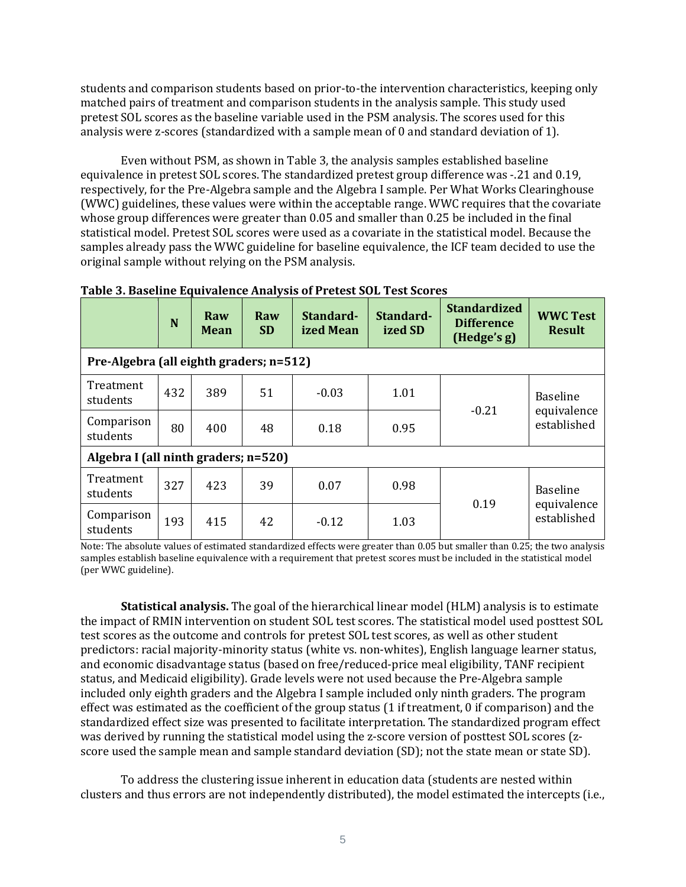students and comparison students based on prior-to-the intervention characteristics, keeping only matched pairs of treatment and comparison students in the analysis sample. This study used pretest SOL scores as the baseline variable used in the PSM analysis. The scores used for this analysis were z-scores (standardized with a sample mean of 0 and standard deviation of 1).

Even without PSM, as shown in Table 3, the analysis samples established baseline equivalence in pretest SOL scores. The standardized pretest group difference was -.21 and 0.19, respectively, for the Pre-Algebra sample and the Algebra I sample. Per What Works Clearinghouse (WWC) guidelines, these values were within the acceptable range. WWC requires that the covariate whose group differences were greater than 0.05 and smaller than 0.25 be included in the final statistical model. Pretest SOL scores were used as a covariate in the statistical model. Because the samples already pass the WWC guideline for baseline equivalence, the ICF team decided to use the original sample without relying on the PSM analysis.

**Table 3. Baseline Equivalence Analysis of Pretest SOL Test Scores**

| | N | Raw Mean | Raw SD | Standard-ized Mean | Standard-ized SD | Standardized Difference (Hedge's g) | WWC Test Result |
|---|---|---|---|---|---|---|---|
| **Pre-Algebra (all eighth graders; n=512)** | | | | | | | |
| Treatment students | 432 | 389 | 51 | -0.03 | 1.01 | -0.21 | Baseline equivalence established |
| Comparison students | 80 | 400 | 48 | 0.18 | 0.95 | | |
| **Algebra I (all ninth graders; n=520)** | | | | | | | |
| Treatment students | 327 | 423 | 39 | 0.07 | 0.98 | 0.19 | Baseline equivalence established |
| Comparison students | 193 | 415 | 42 | -0.12 | 1.03 | | |

Note: The absolute values of estimated standardized effects were greater than 0.05 but smaller than 0.25; the two analysis samples establish baseline equivalence with a requirement that pretest scores must be included in the statistical model (per WWC guideline).

**Statistical analysis.** The goal of the hierarchical linear model (HLM) analysis is to estimate the impact of RMIN intervention on student SOL test scores. The statistical model used posttest SOL test scores as the outcome and controls for pretest SOL test scores, as well as other student predictors: racial majority-minority status (white vs. non-whites), English language learner status, and economic disadvantage status (based on free/reduced-price meal eligibility, TANF recipient status, and Medicaid eligibility). Grade levels were not used because the Pre-Algebra sample included only eighth graders and the Algebra I sample included only ninth graders. The program effect was estimated as the coefficient of the group status (1 if treatment, 0 if comparison) and the standardized effect size was presented to facilitate interpretation. The standardized program effect was derived by running the statistical model using the z-score version of posttest SOL scores (z-score used the sample mean and sample standard deviation (SD); not the state mean or state SD).

To address the clustering issue inherent in education data (students are nested within clusters and thus errors are not independently distributed), the model estimated the intercepts (i.e.,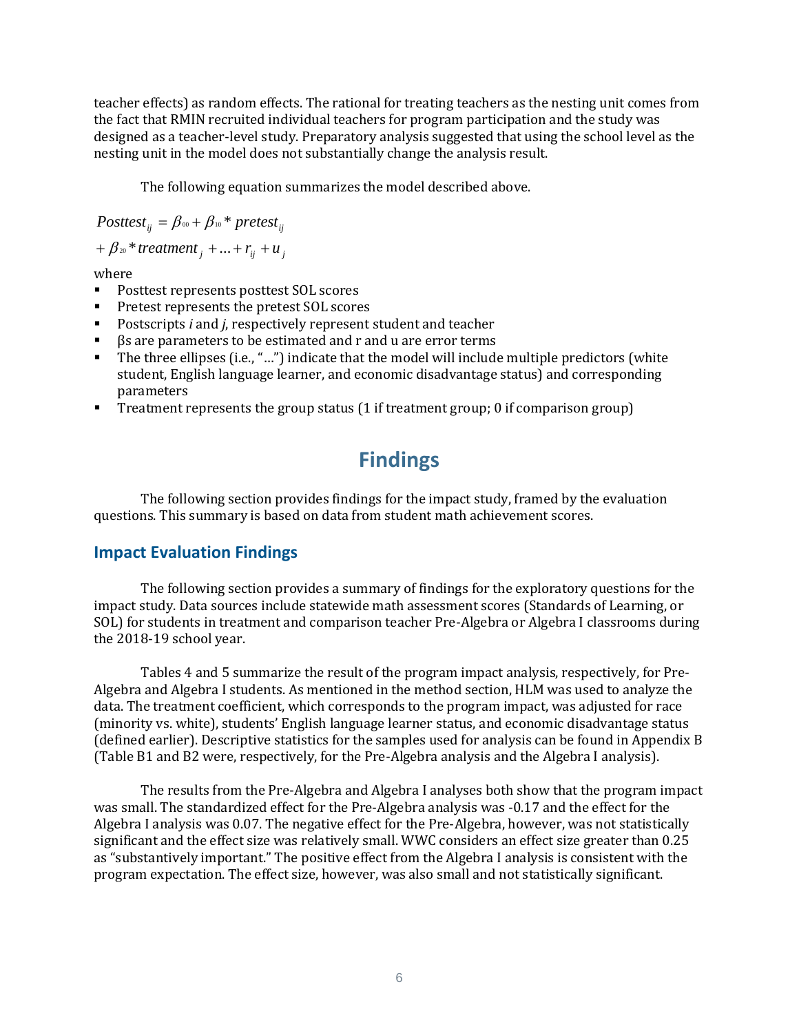teacher effects) as random effects. The rational for treating teachers as the nesting unit comes from the fact that RMIN recruited individual teachers for program participation and the study was designed as a teacher-level study. Preparatory analysis suggested that using the school level as the nesting unit in the model does not substantially change the analysis result.

The following equation summarizes the model described above.

$$Posttest_{ij} = \beta_{00} + \beta_{10} * pretest_{ij}$$
$$+ \beta_{20} * treatment_j + ... + r_{ij} + u_j$$

where

- Posttest represents posttest SOL scores
- Pretest represents the pretest SOL scores
- Postscripts *i* and *j*, respectively represent student and teacher
- βs are parameters to be estimated and r and u are error terms
- The three ellipses (i.e., "…") indicate that the model will include multiple predictors (white student, English language learner, and economic disadvantage status) and corresponding parameters
- Treatment represents the group status (1 if treatment group; 0 if comparison group)

# Findings

The following section provides findings for the impact study, framed by the evaluation questions. This summary is based on data from student math achievement scores.

## Impact Evaluation Findings

The following section provides a summary of findings for the exploratory questions for the impact study. Data sources include statewide math assessment scores (Standards of Learning, or SOL) for students in treatment and comparison teacher Pre-Algebra or Algebra I classrooms during the 2018-19 school year.

Tables 4 and 5 summarize the result of the program impact analysis, respectively, for Pre-Algebra and Algebra I students. As mentioned in the method section, HLM was used to analyze the data. The treatment coefficient, which corresponds to the program impact, was adjusted for race (minority vs. white), students' English language learner status, and economic disadvantage status (defined earlier). Descriptive statistics for the samples used for analysis can be found in Appendix B (Table B1 and B2 were, respectively, for the Pre-Algebra analysis and the Algebra I analysis).

The results from the Pre-Algebra and Algebra I analyses both show that the program impact was small. The standardized effect for the Pre-Algebra analysis was -0.17 and the effect for the Algebra I analysis was 0.07. The negative effect for the Pre-Algebra, however, was not statistically significant and the effect size was relatively small. WWC considers an effect size greater than 0.25 as "substantively important." The positive effect from the Algebra I analysis is consistent with the program expectation. The effect size, however, was also small and not statistically significant.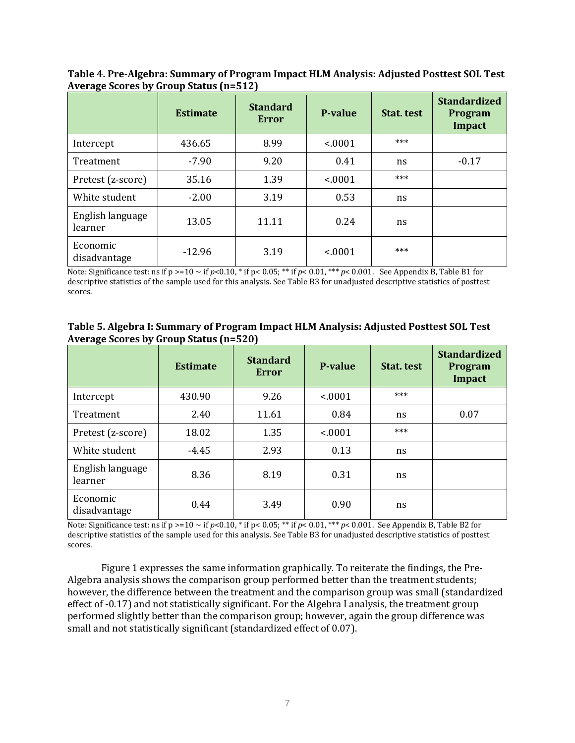**Table 4. Pre-Algebra: Summary of Program Impact HLM Analysis: Adjusted Posttest SOL Test Average Scores by Group Status (n=512)**

| | Estimate | Standard Error | P-value | Stat. test | Standardized Program Impact |
|---|---|---|---|---|---|
| Intercept | 436.65 | 8.99 | <.0001 | *** | |
| Treatment | -7.90 | 9.20 | 0.41 | ns | -0.17 |
| Pretest (z-score) | 35.16 | 1.39 | <.0001 | *** | |
| White student | -2.00 | 3.19 | 0.53 | ns | |
| English language learner | 13.05 | 11.11 | 0.24 | ns | |
| Economic disadvantage | -12.96 | 3.19 | <.0001 | *** | |

Note: Significance test: ns if p >=10 ~ if *p*<0.10, * if p< 0.05; ** if *p*< 0.01, *** *p*< 0.001. See Appendix B, Table B1 for descriptive statistics of the sample used for this analysis. See Table B3 for unadjusted descriptive statistics of posttest scores.

**Table 5. Algebra I: Summary of Program Impact HLM Analysis: Adjusted Posttest SOL Test Average Scores by Group Status (n=520)**

| | Estimate | Standard Error | P-value | Stat. test | Standardized Program Impact |
|---|---|---|---|---|---|
| Intercept | 430.90 | 9.26 | <.0001 | *** | |
| Treatment | 2.40 | 11.61 | 0.84 | ns | 0.07 |
| Pretest (z-score) | 18.02 | 1.35 | <.0001 | *** | |
| White student | -4.45 | 2.93 | 0.13 | ns | |
| English language learner | 8.36 | 8.19 | 0.31 | ns | |
| Economic disadvantage | 0.44 | 3.49 | 0.90 | ns | |

Note: Significance test: ns if p >=10 ~ if *p*<0.10, * if p< 0.05; ** if *p*< 0.01, *** *p*< 0.001. See Appendix B, Table B2 for descriptive statistics of the sample used for this analysis. See Table B3 for unadjusted descriptive statistics of posttest scores.

Figure 1 expresses the same information graphically. To reiterate the findings, the Pre-Algebra analysis shows the comparison group performed better than the treatment students; however, the difference between the treatment and the comparison group was small (standardized effect of -0.17) and not statistically significant. For the Algebra I analysis, the treatment group performed slightly better than the comparison group; however, again the group difference was small and not statistically significant (standardized effect of 0.07).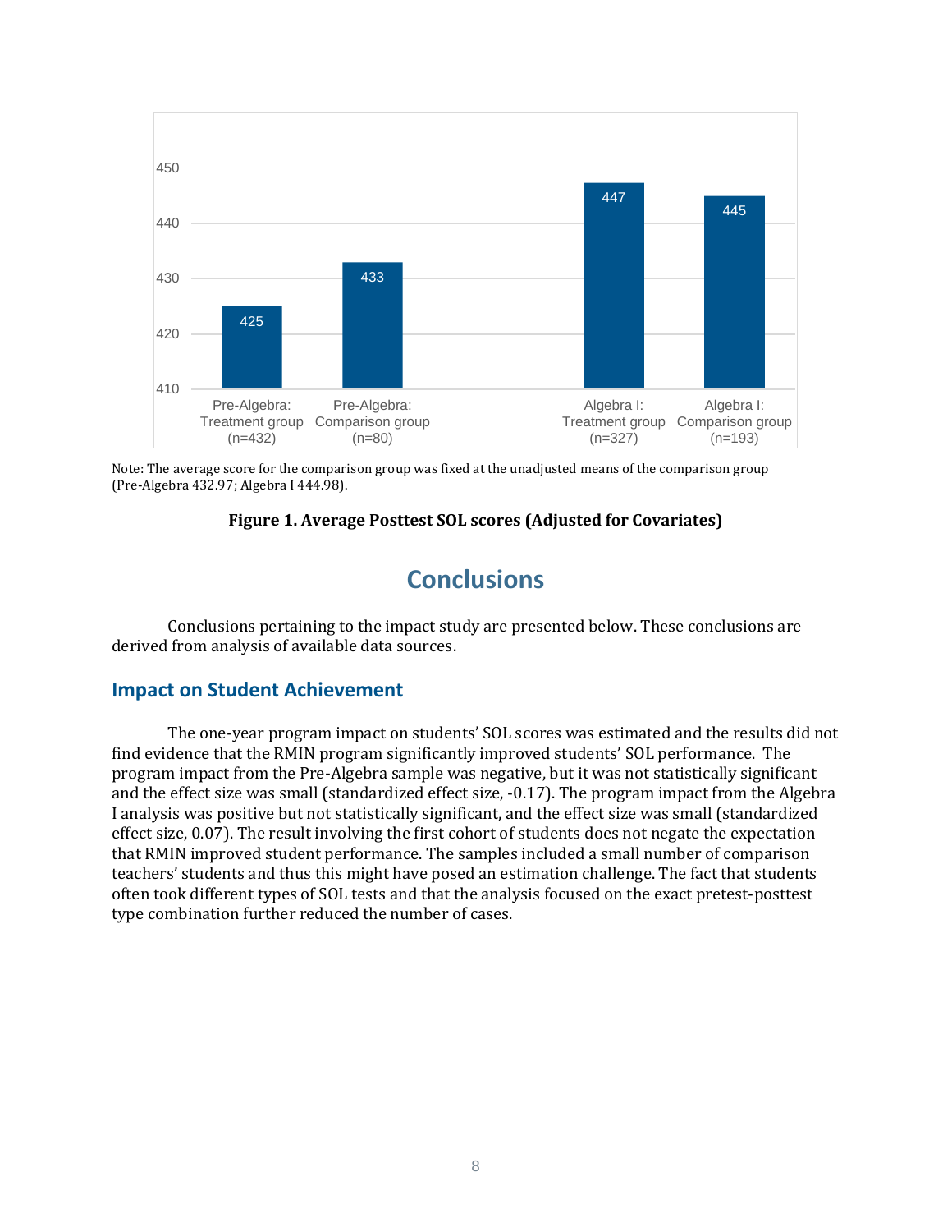Note: The average score for the comparison group was fixed at the unadjusted means of the comparison group (Pre-Algebra 432.97; Algebra I 444.98).

**Figure 1. Average Posttest SOL scores (Adjusted for Covariates)**

# Conclusions

Conclusions pertaining to the impact study are presented below. These conclusions are derived from analysis of available data sources.

## Impact on Student Achievement

The one-year program impact on students' SOL scores was estimated and the results did not find evidence that the RMIN program significantly improved students' SOL performance. The program impact from the Pre-Algebra sample was negative, but it was not statistically significant and the effect size was small (standardized effect size, -0.17). The program impact from the Algebra I analysis was positive but not statistically significant, and the effect size was small (standardized effect size, 0.07). The result involving the first cohort of students does not negate the expectation that RMIN improved student performance. The samples included a small number of comparison teachers' students and thus this might have posed an estimation challenge. The fact that students often took different types of SOL tests and that the analysis focused on the exact pretest-posttest type combination further reduced the number of cases.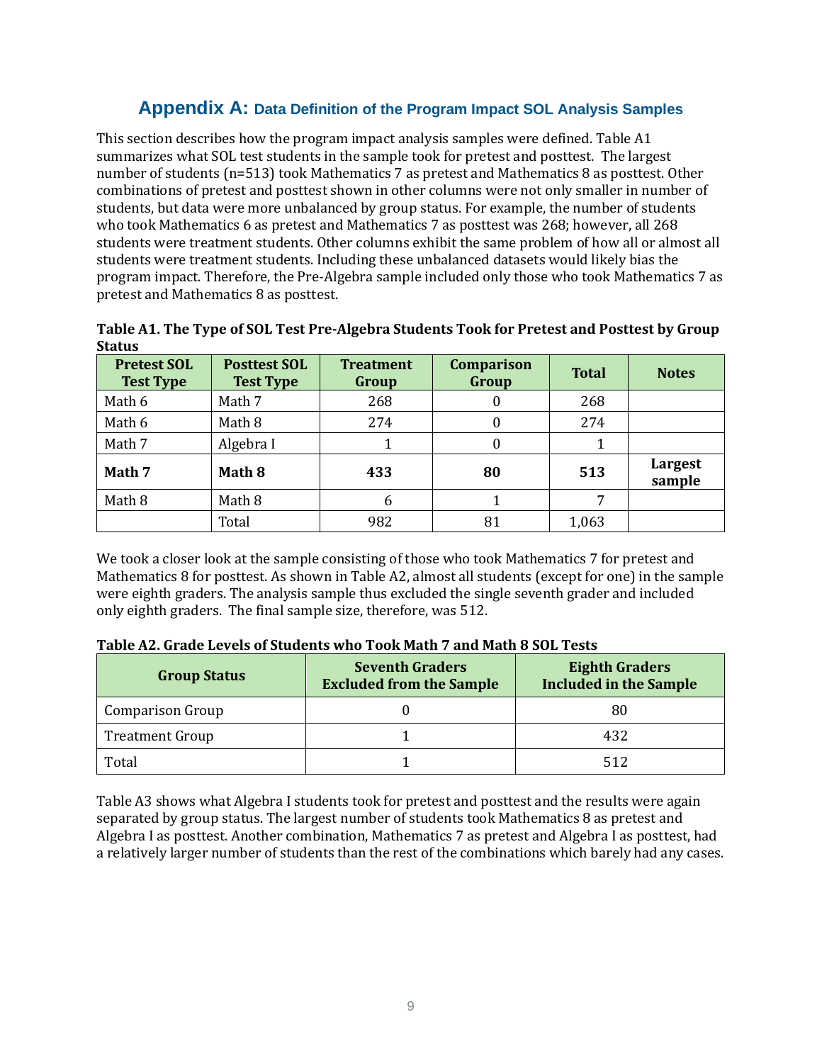# Appendix A: Data Definition of the Program Impact SOL Analysis Samples

This section describes how the program impact analysis samples were defined. Table A1 summarizes what SOL test students in the sample took for pretest and posttest. The largest number of students (n=513) took Mathematics 7 as pretest and Mathematics 8 as posttest. Other combinations of pretest and posttest shown in other columns were not only smaller in number of students, but data were more unbalanced by group status. For example, the number of students who took Mathematics 6 as pretest and Mathematics 7 as posttest was 268; however, all 268 students were treatment students. Other columns exhibit the same problem of how all or almost all students were treatment students. Including these unbalanced datasets would likely bias the program impact. Therefore, the Pre-Algebra sample included only those who took Mathematics 7 as pretest and Mathematics 8 as posttest.

**Table A1. The Type of SOL Test Pre-Algebra Students Took for Pretest and Posttest by Group Status**

| Pretest SOL Test Type | Posttest SOL Test Type | Treatment Group | Comparison Group | Total | Notes |
|---|---|---|---|---|---|
| Math 6 | Math 7 | 268 | 0 | 268 | |
| Math 6 | Math 8 | 274 | 0 | 274 | |
| Math 7 | Algebra I | 1 | 0 | 1 | |
| **Math 7** | **Math 8** | **433** | **80** | **513** | **Largest sample** |
| Math 8 | Math 8 | 6 | 1 | 7 | |
| | Total | 982 | 81 | 1,063 | |

We took a closer look at the sample consisting of those who took Mathematics 7 for pretest and Mathematics 8 for posttest. As shown in Table A2, almost all students (except for one) in the sample were eighth graders. The analysis sample thus excluded the single seventh grader and included only eighth graders. The final sample size, therefore, was 512.

**Table A2. Grade Levels of Students who Took Math 7 and Math 8 SOL Tests**

| Group Status | Seventh Graders Excluded from the Sample | Eighth Graders Included in the Sample |
|---|---|---|
| Comparison Group | 0 | 80 |
| Treatment Group | 1 | 432 |
| Total | 1 | 512 |

Table A3 shows what Algebra I students took for pretest and posttest and the results were again separated by group status. The largest number of students took Mathematics 8 as pretest and Algebra I as posttest. Another combination, Mathematics 7 as pretest and Algebra I as posttest, had a relatively larger number of students than the rest of the combinations which barely had any cases.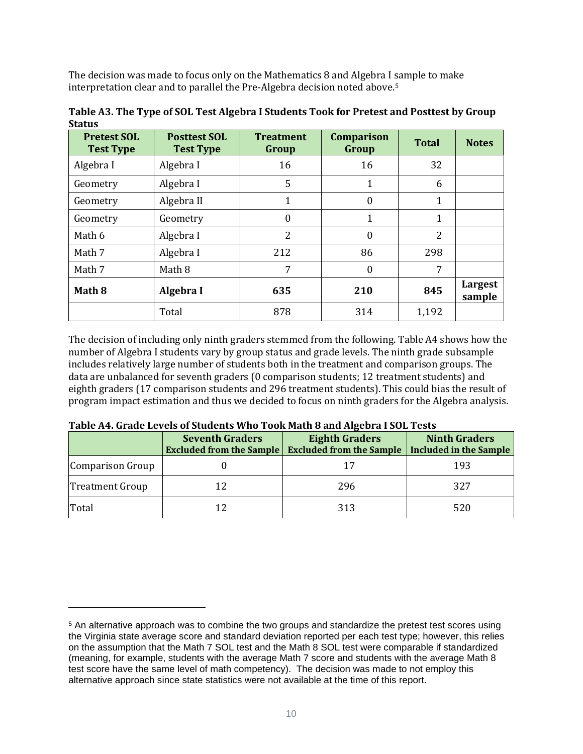The decision was made to focus only on the Mathematics 8 and Algebra I sample to make interpretation clear and to parallel the Pre-Algebra decision noted above.[5]

**Table A3. The Type of SOL Test Algebra I Students Took for Pretest and Posttest by Group Status**

| Pretest SOL Test Type | Posttest SOL Test Type | Treatment Group | Comparison Group | Total | Notes |
|---|---|---|---|---|---|
| Algebra I | Algebra I | 16 | 16 | 32 | |
| Geometry | Algebra I | 5 | 1 | 6 | |
| Geometry | Algebra II | 1 | 0 | 1 | |
| Geometry | Geometry | 0 | 1 | 1 | |
| Math 6 | Algebra I | 2 | 0 | 2 | |
| Math 7 | Algebra I | 212 | 86 | 298 | |
| Math 7 | Math 8 | 7 | 0 | 7 | |
| **Math 8** | **Algebra I** | **635** | **210** | **845** | **Largest sample** |
| | Total | 878 | 314 | 1,192 | |

The decision of including only ninth graders stemmed from the following. Table A4 shows how the number of Algebra I students vary by group status and grade levels. The ninth grade subsample includes relatively large number of students both in the treatment and comparison groups. The data are unbalanced for seventh graders (0 comparison students; 12 treatment students) and eighth graders (17 comparison students and 296 treatment students). This could bias the result of program impact estimation and thus we decided to focus on ninth graders for the Algebra analysis.

**Table A4. Grade Levels of Students Who Took Math 8 and Algebra I SOL Tests**

| | Seventh Graders Excluded from the Sample | Eighth Graders Excluded from the Sample | Ninth Graders Included in the Sample |
|---|---|---|---|
| Comparison Group | 0 | 17 | 193 |
| Treatment Group | 12 | 296 | 327 |
| Total | 12 | 313 | 520 |

[5] An alternative approach was to combine the two groups and standardize the pretest test scores using the Virginia state average score and standard deviation reported per each test type; however, this relies on the assumption that the Math 7 SOL test and the Math 8 SOL test were comparable if standardized (meaning, for example, students with the average Math 7 score and students with the average Math 8 test score have the same level of math competency). The decision was made to not employ this alternative approach since state statistics were not available at the time of this report.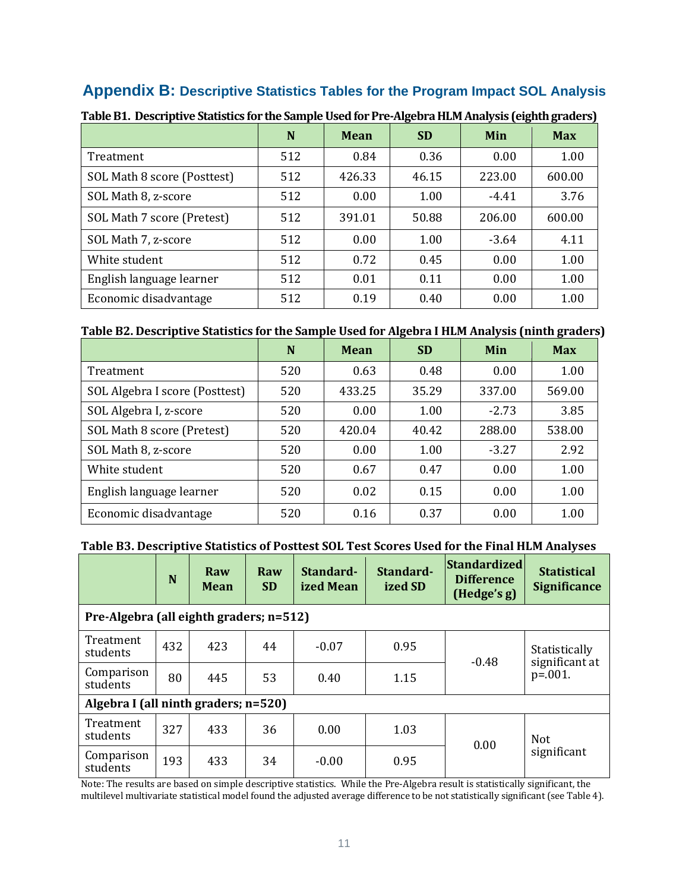## Appendix B: Descriptive Statistics Tables for the Program Impact SOL Analysis

**Table B1. Descriptive Statistics for the Sample Used for Pre-Algebra HLM Analysis (eighth graders)**

| | N | Mean | SD | Min | Max |
|---|---|---|---|---|---|
| Treatment | 512 | 0.84 | 0.36 | 0.00 | 1.00 |
| SOL Math 8 score (Posttest) | 512 | 426.33 | 46.15 | 223.00 | 600.00 |
| SOL Math 8, z-score | 512 | 0.00 | 1.00 | -4.41 | 3.76 |
| SOL Math 7 score (Pretest) | 512 | 391.01 | 50.88 | 206.00 | 600.00 |
| SOL Math 7, z-score | 512 | 0.00 | 1.00 | -3.64 | 4.11 |
| White student | 512 | 0.72 | 0.45 | 0.00 | 1.00 |
| English language learner | 512 | 0.01 | 0.11 | 0.00 | 1.00 |
| Economic disadvantage | 512 | 0.19 | 0.40 | 0.00 | 1.00 |

**Table B2. Descriptive Statistics for the Sample Used for Algebra I HLM Analysis (ninth graders)**

| | N | Mean | SD | Min | Max |
|---|---|---|---|---|---|
| Treatment | 520 | 0.63 | 0.48 | 0.00 | 1.00 |
| SOL Algebra I score (Posttest) | 520 | 433.25 | 35.29 | 337.00 | 569.00 |
| SOL Algebra I, z-score | 520 | 0.00 | 1.00 | -2.73 | 3.85 |
| SOL Math 8 score (Pretest) | 520 | 420.04 | 40.42 | 288.00 | 538.00 |
| SOL Math 8, z-score | 520 | 0.00 | 1.00 | -3.27 | 2.92 |
| White student | 520 | 0.67 | 0.47 | 0.00 | 1.00 |
| English language learner | 520 | 0.02 | 0.15 | 0.00 | 1.00 |
| Economic disadvantage | 520 | 0.16 | 0.37 | 0.00 | 1.00 |

**Table B3. Descriptive Statistics of Posttest SOL Test Scores Used for the Final HLM Analyses**

| | N | Raw Mean | Raw SD | Standardized Mean | Standardized SD | Standardized Difference (Hedge's g) | Statistical Significance |
|---|---|---|---|---|---|---|---|
| **Pre-Algebra (all eighth graders; n=512)** | | | | | | | |
| Treatment students | 432 | 423 | 44 | -0.07 | 0.95 | -0.48 | Statistically significant at p=.001. |
| Comparison students | 80 | 445 | 53 | 0.40 | 1.15 | | |
| **Algebra I (all ninth graders; n=520)** | | | | | | | |
| Treatment students | 327 | 433 | 36 | 0.00 | 1.03 | 0.00 | Not significant |
| Comparison students | 193 | 433 | 34 | -0.00 | 0.95 | | |

Note: The results are based on simple descriptive statistics. While the Pre-Algebra result is statistically significant, the multilevel multivariate statistical model found the adjusted average difference to be not statistically significant (see Table 4).